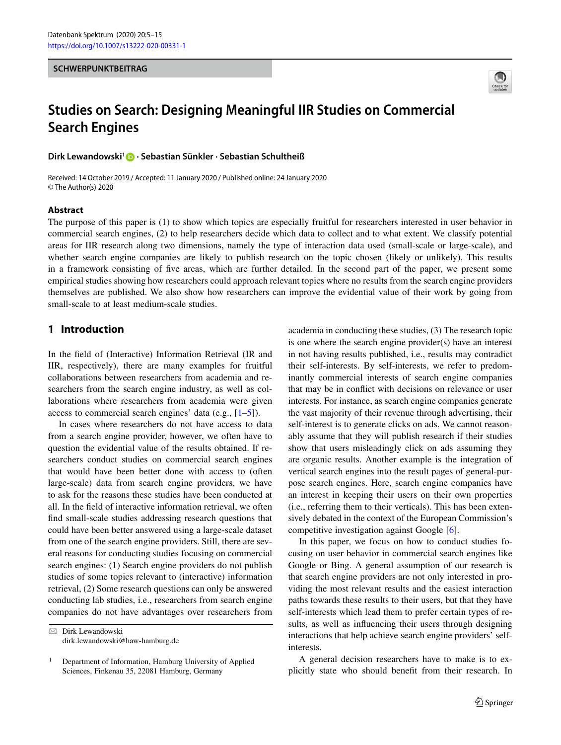SCHWERPUNKTBEITRAG

# Studies on Search: Designing Meaningful IIR Studies on Commercial Search Engines

**Dirk Lewandowski[1] · Sebastian Sünkler · Sebastian Schultheiß**

Received: 14 October 2019 / Accepted: 11 January 2020 / Published online: 24 January 2020
© The Author(s) 2020

## Abstract

The purpose of this paper is (1) to show which topics are especially fruitful for researchers interested in user behavior in commercial search engines, (2) to help researchers decide which data to collect and to what extent. We classify potential areas for IIR research along two dimensions, namely the type of interaction data used (small-scale or large-scale), and whether search engine companies are likely to publish research on the topic chosen (likely or unlikely). This results in a framework consisting of five areas, which are further detailed. In the second part of the paper, we present some empirical studies showing how researchers could approach relevant topics where no results from the search engine providers themselves are published. We also show how researchers can improve the evidential value of their work by going from small-scale to at least medium-scale studies.

## 1 Introduction

In the field of (Interactive) Information Retrieval (IR and IIR, respectively), there are many examples for fruitful collaborations between researchers from academia and researchers from the search engine industry, as well as collaborations where researchers from academia were given access to commercial search engines' data (e.g., [1–5]).

In cases where researchers do not have access to data from a search engine provider, however, we often have to question the evidential value of the results obtained. If researchers conduct studies on commercial search engines that would have been better done with access to (often large-scale) data from search engine providers, we have to ask for the reasons these studies have been conducted at all. In the field of interactive information retrieval, we often find small-scale studies addressing research questions that could have been better answered using a large-scale dataset from one of the search engine providers. Still, there are several reasons for conducting studies focusing on commercial search engines: (1) Search engine providers do not publish studies of some topics relevant to (interactive) information retrieval, (2) Some research questions can only be answered conducting lab studies, i.e., researchers from search engine companies do not have advantages over researchers from academia in conducting these studies, (3) The research topic is one where the search engine provider(s) have an interest in not having results published, i.e., results may contradict their self-interests. By self-interests, we refer to predominantly commercial interests of search engine companies that may be in conflict with decisions on relevance or user interests. For instance, as search engine companies generate the vast majority of their revenue through advertising, their self-interest is to generate clicks on ads. We cannot reasonably assume that they will publish research if their studies show that users misleadingly click on ads assuming they are organic results. Another example is the integration of vertical search engines into the result pages of general-purpose search engines. Here, search engine companies have an interest in keeping their users on their own properties (i.e., referring them to their verticals). This has been extensively debated in the context of the European Commission's competitive investigation against Google [6].

In this paper, we focus on how to conduct studies focusing on user behavior in commercial search engines like Google or Bing. A general assumption of our research is that search engine providers are not only interested in providing the most relevant results and the easiest interaction paths towards these results to their users, but that they have self-interests which lead them to prefer certain types of results, as well as influencing their users through designing interactions that help achieve search engine providers' self-interests.

A general decision researchers have to make is to explicitly state who should benefit from their research. In

---

✉ Dirk Lewandowski
dirk.lewandowski@haw-hamburg.de

[1] Department of Information, Hamburg University of Applied Sciences, Finkenau 35, 22081 Hamburg, Germany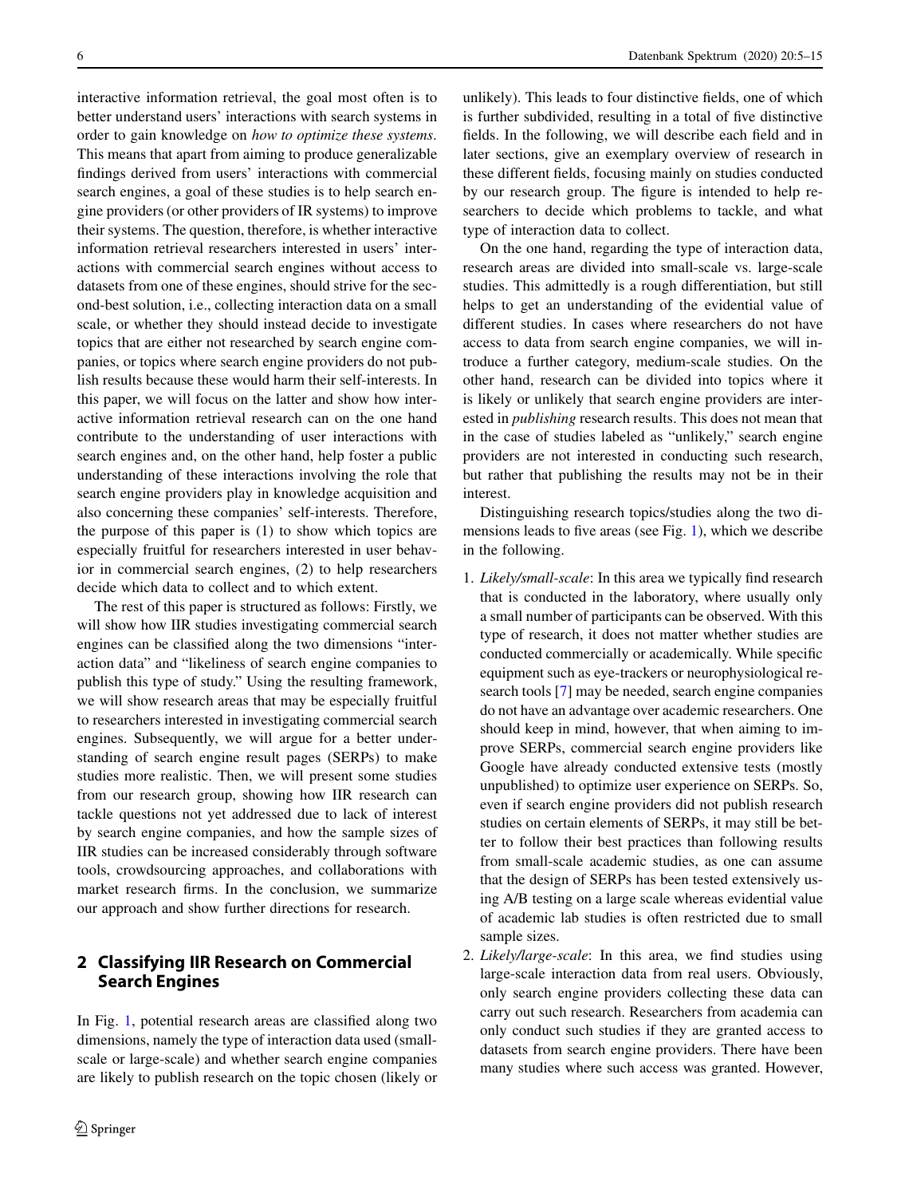interactive information retrieval, the goal most often is to better understand users' interactions with search systems in order to gain knowledge on *how to optimize these systems*. This means that apart from aiming to produce generalizable findings derived from users' interactions with commercial search engines, a goal of these studies is to help search engine providers (or other providers of IR systems) to improve their systems. The question, therefore, is whether interactive information retrieval researchers interested in users' interactions with commercial search engines without access to datasets from one of these engines, should strive for the second-best solution, i.e., collecting interaction data on a small scale, or whether they should instead decide to investigate topics that are either not researched by search engine companies, or topics where search engine providers do not publish results because these would harm their self-interests. In this paper, we will focus on the latter and show how interactive information retrieval research can on the one hand contribute to the understanding of user interactions with search engines and, on the other hand, help foster a public understanding of these interactions involving the role that search engine providers play in knowledge acquisition and also concerning these companies' self-interests. Therefore, the purpose of this paper is (1) to show which topics are especially fruitful for researchers interested in user behavior in commercial search engines, (2) to help researchers decide which data to collect and to which extent.

The rest of this paper is structured as follows: Firstly, we will show how IIR studies investigating commercial search engines can be classified along the two dimensions "interaction data" and "likeliness of search engine companies to publish this type of study." Using the resulting framework, we will show research areas that may be especially fruitful to researchers interested in investigating commercial search engines. Subsequently, we will argue for a better understanding of search engine result pages (SERPs) to make studies more realistic. Then, we will present some studies from our research group, showing how IIR research can tackle questions not yet addressed due to lack of interest by search engine companies, and how the sample sizes of IIR studies can be increased considerably through software tools, crowdsourcing approaches, and collaborations with market research firms. In the conclusion, we summarize our approach and show further directions for research.

## 2 Classifying IIR Research on Commercial Search Engines

In Fig. 1, potential research areas are classified along two dimensions, namely the type of interaction data used (small-scale or large-scale) and whether search engine companies are likely to publish research on the topic chosen (likely or unlikely). This leads to four distinctive fields, one of which is further subdivided, resulting in a total of five distinctive fields. In the following, we will describe each field and in later sections, give an exemplary overview of research in these different fields, focusing mainly on studies conducted by our research group. The figure is intended to help researchers to decide which problems to tackle, and what type of interaction data to collect.

On the one hand, regarding the type of interaction data, research areas are divided into small-scale vs. large-scale studies. This admittedly is a rough differentiation, but still helps to get an understanding of the evidential value of different studies. In cases where researchers do not have access to data from search engine companies, we will introduce a further category, medium-scale studies. On the other hand, research can be divided into topics where it is likely or unlikely that search engine providers are interested in *publishing* research results. This does not mean that in the case of studies labeled as "unlikely," search engine providers are not interested in conducting such research, but rather that publishing the results may not be in their interest.

Distinguishing research topics/studies along the two dimensions leads to five areas (see Fig. 1), which we describe in the following.

1. *Likely/small-scale*: In this area we typically find research that is conducted in the laboratory, where usually only a small number of participants can be observed. With this type of research, it does not matter whether studies are conducted commercially or academically. While specific equipment such as eye-trackers or neurophysiological research tools [7] may be needed, search engine companies do not have an advantage over academic researchers. One should keep in mind, however, that when aiming to improve SERPs, commercial search engine providers like Google have already conducted extensive tests (mostly unpublished) to optimize user experience on SERPs. So, even if search engine providers did not publish research studies on certain elements of SERPs, it may still be better to follow their best practices than following results from small-scale academic studies, as one can assume that the design of SERPs has been tested extensively using A/B testing on a large scale whereas evidential value of academic lab studies is often restricted due to small sample sizes.
2. *Likely/large-scale*: In this area, we find studies using large-scale interaction data from real users. Obviously, only search engine providers collecting these data can carry out such research. Researchers from academia can only conduct such studies if they are granted access to datasets from search engine providers. There have been many studies where such access was granted. However,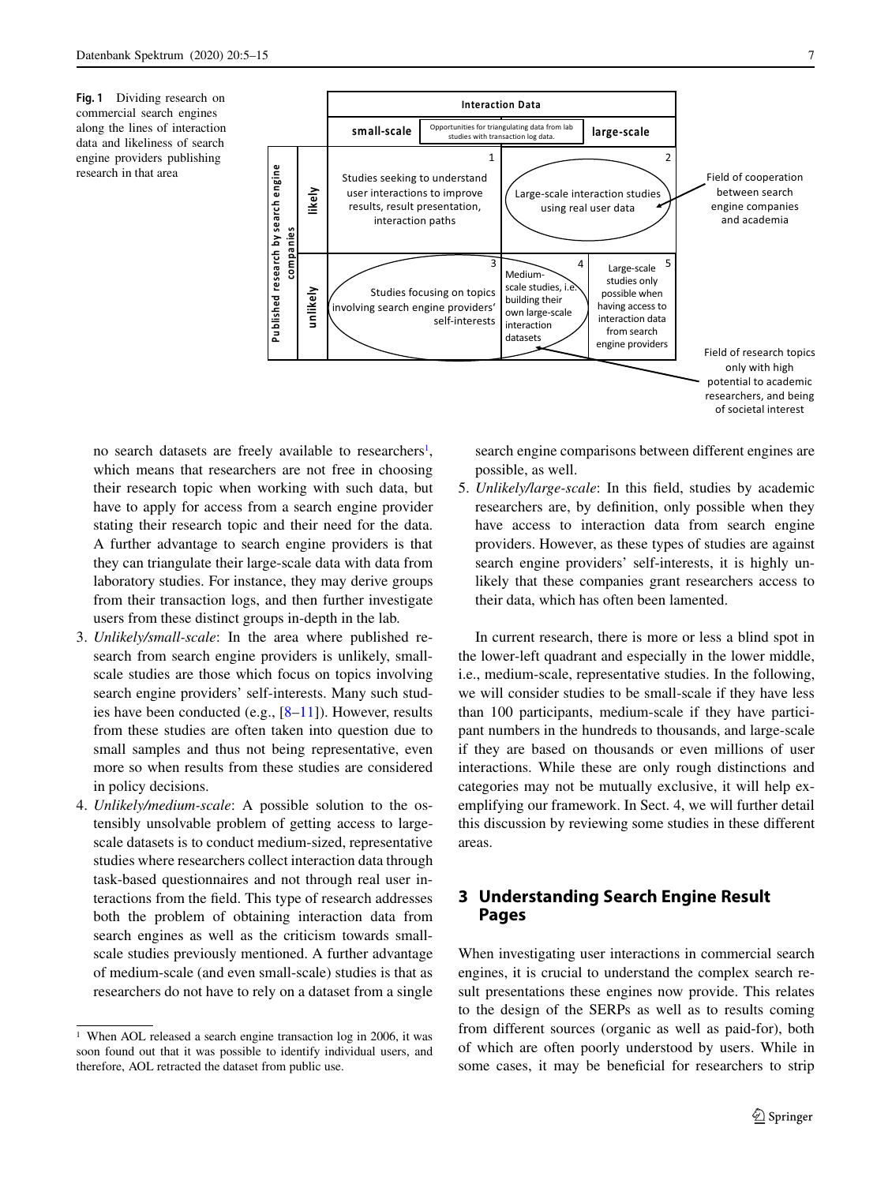**Fig. 1** Dividing research on commercial search engines along the lines of interaction data and likeliness of search engine providers publishing research in that area

Interaction Data

small-scale

Opportunities for triangulating data from lab studies with transaction log data.

large-scale

Published research by search engine companies

likely

unlikely

1
Studies seeking to understand user interactions to improve results, result presentation, interaction paths

2
Large-scale interaction studies using real user data

Field of cooperation between search engine companies and academia

3
Studies focusing on topics involving search engine providers' self-interests

4
Medium-scale studies, i.e. building their own large-scale interaction datasets

5
Large-scale studies only possible when having access to interaction data from search engine providers

Field of research topics only with high potential to academic researchers, and being of societal interest

no search datasets are freely available to researchers[1], which means that researchers are not free in choosing their research topic when working with such data, but have to apply for access from a search engine provider stating their research topic and their need for the data. A further advantage to search engine providers is that they can triangulate their large-scale data with data from laboratory studies. For instance, they may derive groups from their transaction logs, and then further investigate users from these distinct groups in-depth in the lab.

3. *Unlikely/small-scale*: In the area where published research from search engine providers is unlikely, small-scale studies are those which focus on topics involving search engine providers' self-interests. Many such studies have been conducted (e.g., [8–11]). However, results from these studies are often taken into question due to small samples and thus not being representative, even more so when results from these studies are considered in policy decisions.
4. *Unlikely/medium-scale*: A possible solution to the ostensibly unsolvable problem of getting access to large-scale datasets is to conduct medium-sized, representative studies where researchers collect interaction data through task-based questionnaires and not through real user interactions from the field. This type of research addresses both the problem of obtaining interaction data from search engines as well as the criticism towards small-scale studies previously mentioned. A further advantage of medium-scale (and even small-scale) studies is that as researchers do not have to rely on a dataset from a single search engine comparisons between different engines are possible, as well.
5. *Unlikely/large-scale*: In this field, studies by academic researchers are, by definition, only possible when they have access to interaction data from search engine providers. However, as these types of studies are against search engine providers' self-interests, it is highly unlikely that these companies grant researchers access to their data, which has often been lamented.

In current research, there is more or less a blind spot in the lower-left quadrant and especially in the lower middle, i.e., medium-scale, representative studies. In the following, we will consider studies to be small-scale if they have less than 100 participants, medium-scale if they have participant numbers in the hundreds to thousands, and large-scale if they are based on thousands or even millions of user interactions. While these are only rough distinctions and categories may not be mutually exclusive, it will help exemplifying our framework. In Sect. 4, we will further detail this discussion by reviewing some studies in these different areas.

## 3 Understanding Search Engine Result Pages

When investigating user interactions in commercial search engines, it is crucial to understand the complex search result presentations these engines now provide. This relates to the design of the SERPs as well as to results coming from different sources (organic as well as paid-for), both of which are often poorly understood by users. While in some cases, it may be beneficial for researchers to strip

[1] When AOL released a search engine transaction log in 2006, it was soon found out that it was possible to identify individual users, and therefore, AOL retracted the dataset from public use.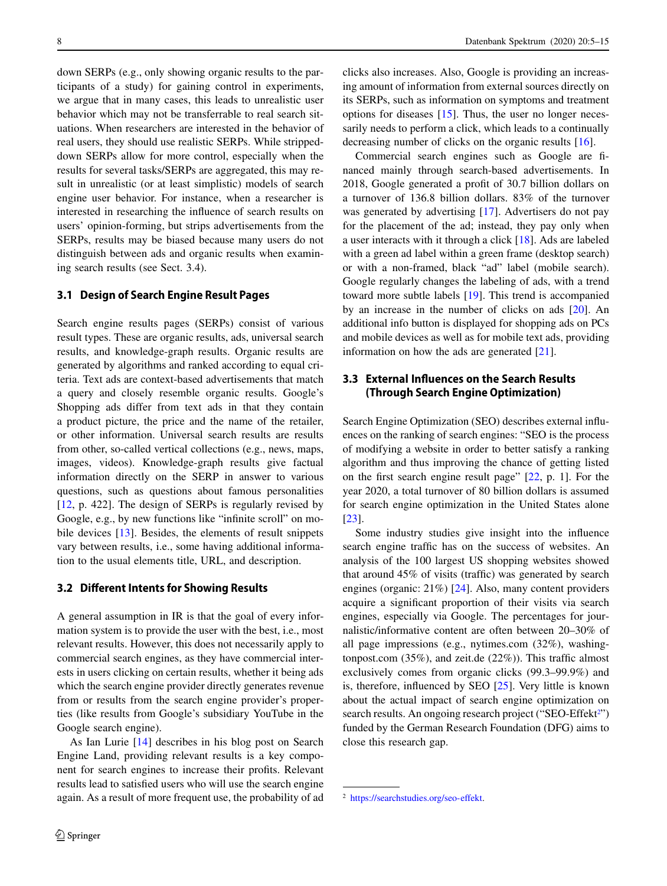down SERPs (e.g., only showing organic results to the participants of a study) for gaining control in experiments, we argue that in many cases, this leads to unrealistic user behavior which may not be transferrable to real search situations. When researchers are interested in the behavior of real users, they should use realistic SERPs. While stripped-down SERPs allow for more control, especially when the results for several tasks/SERPs are aggregated, this may result in unrealistic (or at least simplistic) models of search engine user behavior. For instance, when a researcher is interested in researching the influence of search results on users' opinion-forming, but strips advertisements from the SERPs, results may be biased because many users do not distinguish between ads and organic results when examining search results (see Sect. 3.4).

### 3.1 Design of Search Engine Result Pages

Search engine results pages (SERPs) consist of various result types. These are organic results, ads, universal search results, and knowledge-graph results. Organic results are generated by algorithms and ranked according to equal criteria. Text ads are context-based advertisements that match a query and closely resemble organic results. Google's Shopping ads differ from text ads in that they contain a product picture, the price and the name of the retailer, or other information. Universal search results are results from other, so-called vertical collections (e.g., news, maps, images, videos). Knowledge-graph results give factual information directly on the SERP in answer to various questions, such as questions about famous personalities [12, p. 422]. The design of SERPs is regularly revised by Google, e.g., by new functions like "infinite scroll" on mobile devices [13]. Besides, the elements of result snippets vary between results, i.e., some having additional information to the usual elements title, URL, and description.

### 3.2 Different Intents for Showing Results

A general assumption in IR is that the goal of every information system is to provide the user with the best, i.e., most relevant results. However, this does not necessarily apply to commercial search engines, as they have commercial interests in users clicking on certain results, whether it being ads which the search engine provider directly generates revenue from or results from the search engine provider's properties (like results from Google's subsidiary YouTube in the Google search engine).

As Ian Lurie [14] describes in his blog post on Search Engine Land, providing relevant results is a key component for search engines to increase their profits. Relevant results lead to satisfied users who will use the search engine again. As a result of more frequent use, the probability of ad clicks also increases. Also, Google is providing an increasing amount of information from external sources directly on its SERPs, such as information on symptoms and treatment options for diseases [15]. Thus, the user no longer necessarily needs to perform a click, which leads to a continually decreasing number of clicks on the organic results [16].

Commercial search engines such as Google are financed mainly through search-based advertisements. In 2018, Google generated a profit of 30.7 billion dollars on a turnover of 136.8 billion dollars. 83% of the turnover was generated by advertising [17]. Advertisers do not pay for the placement of the ad; instead, they pay only when a user interacts with it through a click [18]. Ads are labeled with a green ad label within a green frame (desktop search) or with a non-framed, black "ad" label (mobile search). Google regularly changes the labeling of ads, with a trend toward more subtle labels [19]. This trend is accompanied by an increase in the number of clicks on ads [20]. An additional info button is displayed for shopping ads on PCs and mobile devices as well as for mobile text ads, providing information on how the ads are generated [21].

### 3.3 External Influences on the Search Results (Through Search Engine Optimization)

Search Engine Optimization (SEO) describes external influences on the ranking of search engines: "SEO is the process of modifying a website in order to better satisfy a ranking algorithm and thus improving the chance of getting listed on the first search engine result page" [22, p. 1]. For the year 2020, a total turnover of 80 billion dollars is assumed for search engine optimization in the United States alone [23].

Some industry studies give insight into the influence search engine traffic has on the success of websites. An analysis of the 100 largest US shopping websites showed that around 45% of visits (traffic) was generated by search engines (organic: 21%) [24]. Also, many content providers acquire a significant proportion of their visits via search engines, especially via Google. The percentages for journalistic/informative content are often between 20–30% of all page impressions (e.g., nytimes.com (32%), washingtonpost.com (35%), and zeit.de (22%)). This traffic almost exclusively comes from organic clicks (99.3–99.9%) and is, therefore, influenced by SEO [25]. Very little is known about the actual impact of search engine optimization on search results. An ongoing research project ("SEO-Effekt[2]") funded by the German Research Foundation (DFG) aims to close this research gap.

[2] https://searchstudies.org/seo-effekt.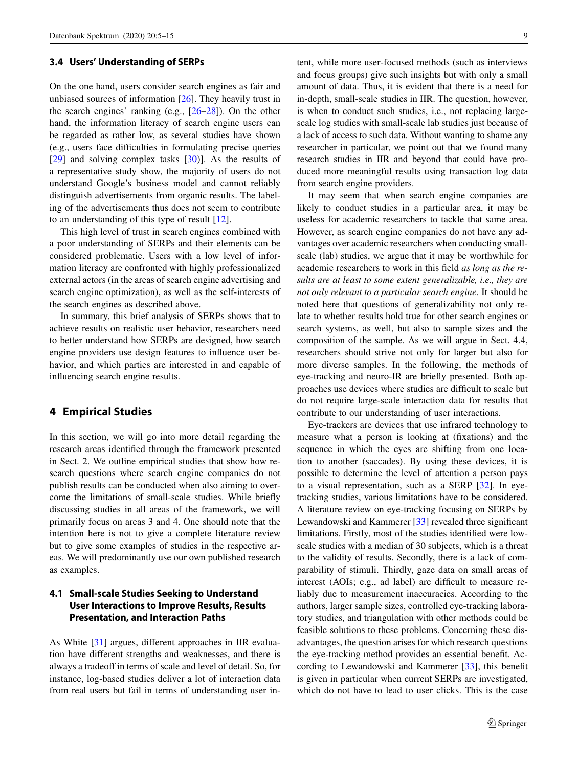### 3.4 Users' Understanding of SERPs

On the one hand, users consider search engines as fair and unbiased sources of information [26]. They heavily trust in the search engines' ranking (e.g., [26–28]). On the other hand, the information literacy of search engine users can be regarded as rather low, as several studies have shown (e.g., users face difficulties in formulating precise queries [29] and solving complex tasks [30])]. As the results of a representative study show, the majority of users do not understand Google's business model and cannot reliably distinguish advertisements from organic results. The labeling of the advertisements thus does not seem to contribute to an understanding of this type of result [12].

This high level of trust in search engines combined with a poor understanding of SERPs and their elements can be considered problematic. Users with a low level of information literacy are confronted with highly professionalized external actors (in the areas of search engine advertising and search engine optimization), as well as the self-interests of the search engines as described above.

In summary, this brief analysis of SERPs shows that to achieve results on realistic user behavior, researchers need to better understand how SERPs are designed, how search engine providers use design features to influence user behavior, and which parties are interested in and capable of influencing search engine results.

## 4 Empirical Studies

In this section, we will go into more detail regarding the research areas identified through the framework presented in Sect. 2. We outline empirical studies that show how research questions where search engine companies do not publish results can be conducted when also aiming to overcome the limitations of small-scale studies. While briefly discussing studies in all areas of the framework, we will primarily focus on areas 3 and 4. One should note that the intention here is not to give a complete literature review but to give some examples of studies in the respective areas. We will predominantly use our own published research as examples.

### 4.1 Small-scale Studies Seeking to Understand User Interactions to Improve Results, Results Presentation, and Interaction Paths

As White [31] argues, different approaches in IIR evaluation have different strengths and weaknesses, and there is always a tradeoff in terms of scale and level of detail. So, for instance, log-based studies deliver a lot of interaction data from real users but fail in terms of understanding user intent, while more user-focused methods (such as interviews and focus groups) give such insights but with only a small amount of data. Thus, it is evident that there is a need for in-depth, small-scale studies in IIR. The question, however, is when to conduct such studies, i.e., not replacing large-scale log studies with small-scale lab studies just because of a lack of access to such data. Without wanting to shame any researcher in particular, we point out that we found many research studies in IIR and beyond that could have produced more meaningful results using transaction log data from search engine providers.

It may seem that when search engine companies are likely to conduct studies in a particular area, it may be useless for academic researchers to tackle that same area. However, as search engine companies do not have any advantages over academic researchers when conducting small-scale (lab) studies, we argue that it may be worthwhile for academic researchers to work in this field *as long as the results are at least to some extent generalizable, i.e., they are not only relevant to a particular search engine*. It should be noted here that questions of generalizability not only relate to whether results hold true for other search engines or search systems, as well, but also to sample sizes and the composition of the sample. As we will argue in Sect. 4.4, researchers should strive not only for larger but also for more diverse samples. In the following, the methods of eye-tracking and neuro-IR are briefly presented. Both approaches use devices where studies are difficult to scale but do not require large-scale interaction data for results that contribute to our understanding of user interactions.

Eye-trackers are devices that use infrared technology to measure what a person is looking at (fixations) and the sequence in which the eyes are shifting from one location to another (saccades). By using these devices, it is possible to determine the level of attention a person pays to a visual representation, such as a SERP [32]. In eye-tracking studies, various limitations have to be considered. A literature review on eye-tracking focusing on SERPs by Lewandowski and Kammerer [33] revealed three significant limitations. Firstly, most of the studies identified were low-scale studies with a median of 30 subjects, which is a threat to the validity of results. Secondly, there is a lack of comparability of stimuli. Thirdly, gaze data on small areas of interest (AOIs; e.g., ad label) are difficult to measure reliably due to measurement inaccuracies. According to the authors, larger sample sizes, controlled eye-tracking laboratory studies, and triangulation with other methods could be feasible solutions to these problems. Concerning these disadvantages, the question arises for which research questions the eye-tracking method provides an essential benefit. According to Lewandowski and Kammerer [33], this benefit is given in particular when current SERPs are investigated, which do not have to lead to user clicks. This is the case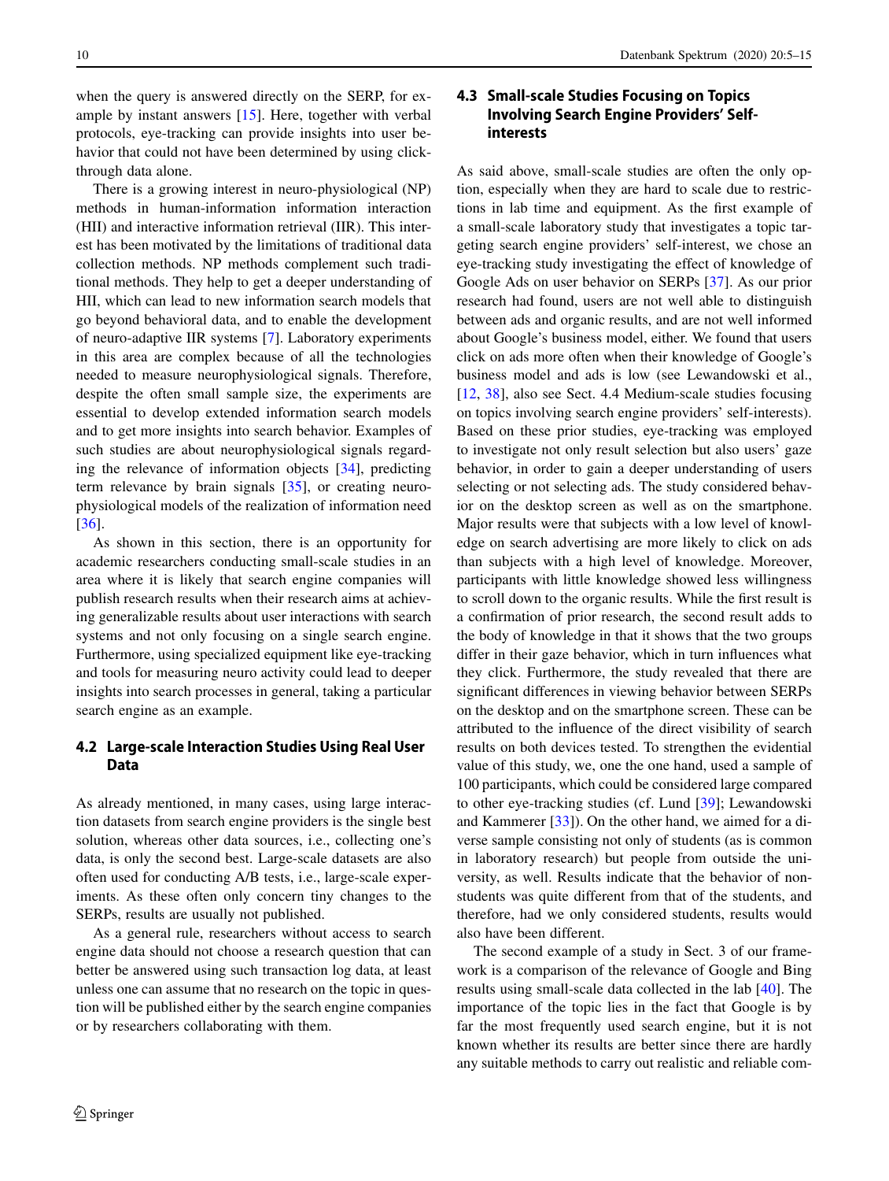when the query is answered directly on the SERP, for example by instant answers [15]. Here, together with verbal protocols, eye-tracking can provide insights into user behavior that could not have been determined by using click-through data alone.

There is a growing interest in neuro-physiological (NP) methods in human-information information interaction (HII) and interactive information retrieval (IIR). This interest has been motivated by the limitations of traditional data collection methods. NP methods complement such traditional methods. They help to get a deeper understanding of HII, which can lead to new information search models that go beyond behavioral data, and to enable the development of neuro-adaptive IIR systems [7]. Laboratory experiments in this area are complex because of all the technologies needed to measure neurophysiological signals. Therefore, despite the often small sample size, the experiments are essential to develop extended information search models and to get more insights into search behavior. Examples of such studies are about neurophysiological signals regarding the relevance of information objects [34], predicting term relevance by brain signals [35], or creating neurophysiological models of the realization of information need [36].

As shown in this section, there is an opportunity for academic researchers conducting small-scale studies in an area where it is likely that search engine companies will publish research results when their research aims at achieving generalizable results about user interactions with search systems and not only focusing on a single search engine. Furthermore, using specialized equipment like eye-tracking and tools for measuring neuro activity could lead to deeper insights into search processes in general, taking a particular search engine as an example.

### 4.2 Large-scale Interaction Studies Using Real User Data

As already mentioned, in many cases, using large interaction datasets from search engine providers is the single best solution, whereas other data sources, i.e., collecting one's data, is only the second best. Large-scale datasets are also often used for conducting A/B tests, i.e., large-scale experiments. As these often only concern tiny changes to the SERPs, results are usually not published.

As a general rule, researchers without access to search engine data should not choose a research question that can better be answered using such transaction log data, at least unless one can assume that no research on the topic in question will be published either by the search engine companies or by researchers collaborating with them.

### 4.3 Small-scale Studies Focusing on Topics Involving Search Engine Providers' Self-interests

As said above, small-scale studies are often the only option, especially when they are hard to scale due to restrictions in lab time and equipment. As the first example of a small-scale laboratory study that investigates a topic targeting search engine providers' self-interest, we chose an eye-tracking study investigating the effect of knowledge of Google Ads on user behavior on SERPs [37]. As our prior research had found, users are not well able to distinguish between ads and organic results, and are not well informed about Google's business model, either. We found that users click on ads more often when their knowledge of Google's business model and ads is low (see Lewandowski et al., [12, 38], also see Sect. 4.4 Medium-scale studies focusing on topics involving search engine providers' self-interests). Based on these prior studies, eye-tracking was employed to investigate not only result selection but also users' gaze behavior, in order to gain a deeper understanding of users selecting or not selecting ads. The study considered behavior on the desktop screen as well as on the smartphone. Major results were that subjects with a low level of knowledge on search advertising are more likely to click on ads than subjects with a high level of knowledge. Moreover, participants with little knowledge showed less willingness to scroll down to the organic results. While the first result is a confirmation of prior research, the second result adds to the body of knowledge in that it shows that the two groups differ in their gaze behavior, which in turn influences what they click. Furthermore, the study revealed that there are significant differences in viewing behavior between SERPs on the desktop and on the smartphone screen. These can be attributed to the influence of the direct visibility of search results on both devices tested. To strengthen the evidential value of this study, we, one the one hand, used a sample of 100 participants, which could be considered large compared to other eye-tracking studies (cf. Lund [39]; Lewandowski and Kammerer [33]). On the other hand, we aimed for a diverse sample consisting not only of students (as is common in laboratory research) but people from outside the university, as well. Results indicate that the behavior of non-students was quite different from that of the students, and therefore, had we only considered students, results would also have been different.

The second example of a study in Sect. 3 of our framework is a comparison of the relevance of Google and Bing results using small-scale data collected in the lab [40]. The importance of the topic lies in the fact that Google is by far the most frequently used search engine, but it is not known whether its results are better since there are hardly any suitable methods to carry out realistic and reliable com-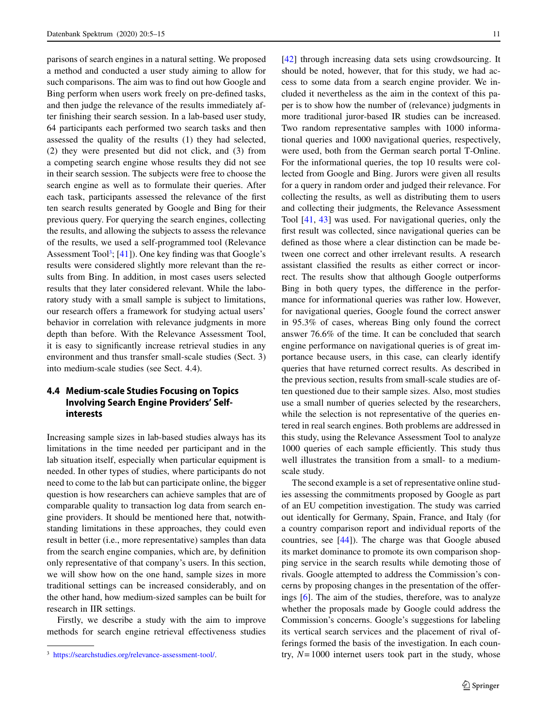parisons of search engines in a natural setting. We proposed a method and conducted a user study aiming to allow for such comparisons. The aim was to find out how Google and Bing perform when users work freely on pre-defined tasks, and then judge the relevance of the results immediately after finishing their search session. In a lab-based user study, 64 participants each performed two search tasks and then assessed the quality of the results (1) they had selected, (2) they were presented but did not click, and (3) from a competing search engine whose results they did not see in their search session. The subjects were free to choose the search engine as well as to formulate their queries. After each task, participants assessed the relevance of the first ten search results generated by Google and Bing for their previous query. For querying the search engines, collecting the results, and allowing the subjects to assess the relevance of the results, we used a self-programmed tool (Relevance Assessment Tool[3]; [41]). One key finding was that Google's results were considered slightly more relevant than the results from Bing. In addition, in most cases users selected results that they later considered relevant. While the laboratory study with a small sample is subject to limitations, our research offers a framework for studying actual users' behavior in correlation with relevance judgments in more depth than before. With the Relevance Assessment Tool, it is easy to significantly increase retrieval studies in any environment and thus transfer small-scale studies (Sect. 3) into medium-scale studies (see Sect. 4.4).

### 4.4 Medium-scale Studies Focusing on Topics Involving Search Engine Providers' Self-interests

Increasing sample sizes in lab-based studies always has its limitations in the time needed per participant and in the lab situation itself, especially when particular equipment is needed. In other types of studies, where participants do not need to come to the lab but can participate online, the bigger question is how researchers can achieve samples that are of comparable quality to transaction log data from search engine providers. It should be mentioned here that, notwithstanding limitations in these approaches, they could even result in better (i.e., more representative) samples than data from the search engine companies, which are, by definition only representative of that company's users. In this section, we will show how on the one hand, sample sizes in more traditional settings can be increased considerably, and on the other hand, how medium-sized samples can be built for research in IIR settings.

Firstly, we describe a study with the aim to improve methods for search engine retrieval effectiveness studies [42] through increasing data sets using crowdsourcing. It should be noted, however, that for this study, we had access to some data from a search engine provider. We included it nevertheless as the aim in the context of this paper is to show how the number of (relevance) judgments in more traditional juror-based IR studies can be increased. Two random representative samples with 1000 informational queries and 1000 navigational queries, respectively, were used, both from the German search portal T-Online. For the informational queries, the top 10 results were collected from Google and Bing. Jurors were given all results for a query in random order and judged their relevance. For collecting the results, as well as distributing them to users and collecting their judgments, the Relevance Assessment Tool [41, 43] was used. For navigational queries, only the first result was collected, since navigational queries can be defined as those where a clear distinction can be made between one correct and other irrelevant results. A research assistant classified the results as either correct or incorrect. The results show that although Google outperforms Bing in both query types, the difference in the performance for informational queries was rather low. However, for navigational queries, Google found the correct answer in 95.3% of cases, whereas Bing only found the correct answer 76.6% of the time. It can be concluded that search engine performance on navigational queries is of great importance because users, in this case, can clearly identify queries that have returned correct results. As described in the previous section, results from small-scale studies are often questioned due to their sample sizes. Also, most studies use a small number of queries selected by the researchers, while the selection is not representative of the queries entered in real search engines. Both problems are addressed in this study, using the Relevance Assessment Tool to analyze 1000 queries of each sample efficiently. This study thus well illustrates the transition from a small- to a medium-scale study.

The second example is a set of representative online studies assessing the commitments proposed by Google as part of an EU competition investigation. The study was carried out identically for Germany, Spain, France, and Italy (for a country comparison report and individual reports of the countries, see [44]). The charge was that Google abused its market dominance to promote its own comparison shopping service in the search results while demoting those of rivals. Google attempted to address the Commission's concerns by proposing changes in the presentation of the offerings [6]. The aim of the studies, therefore, was to analyze whether the proposals made by Google could address the Commission's concerns. Google's suggestions for labeling its vertical search services and the placement of rival offerings formed the basis of the investigation. In each country, $N = 1000$ internet users took part in the study, whose

[3] https://searchstudies.org/relevance-assessment-tool/.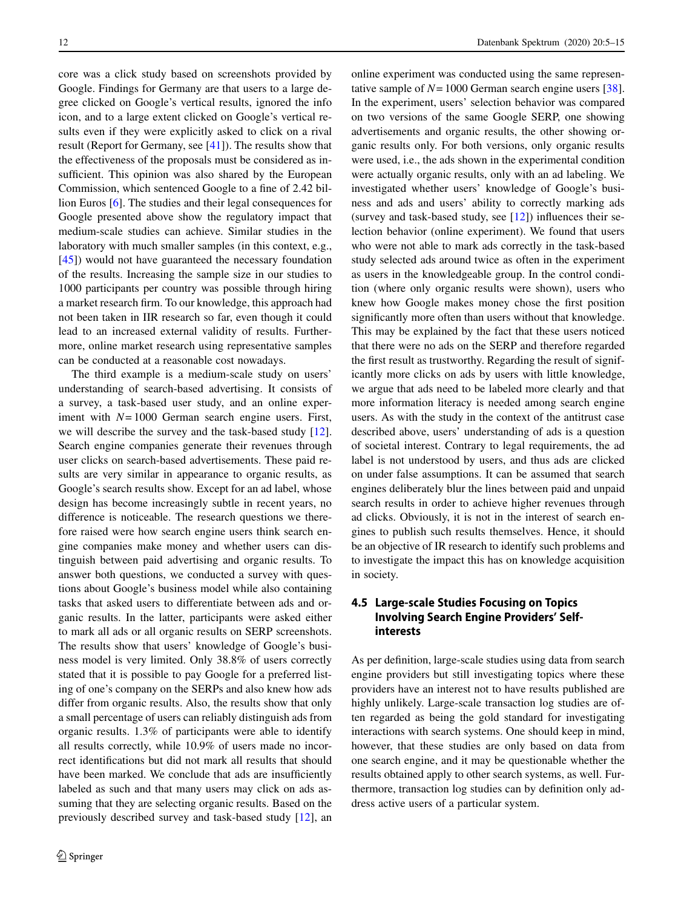core was a click study based on screenshots provided by Google. Findings for Germany are that users to a large degree clicked on Google's vertical results, ignored the info icon, and to a large extent clicked on Google's vertical results even if they were explicitly asked to click on a rival result (Report for Germany, see [41]). The results show that the effectiveness of the proposals must be considered as insufficient. This opinion was also shared by the European Commission, which sentenced Google to a fine of 2.42 billion Euros [6]. The studies and their legal consequences for Google presented above show the regulatory impact that medium-scale studies can achieve. Similar studies in the laboratory with much smaller samples (in this context, e.g., [45]) would not have guaranteed the necessary foundation of the results. Increasing the sample size in our studies to 1000 participants per country was possible through hiring a market research firm. To our knowledge, this approach had not been taken in IIR research so far, even though it could lead to an increased external validity of results. Furthermore, online market research using representative samples can be conducted at a reasonable cost nowadays.

The third example is a medium-scale study on users' understanding of search-based advertising. It consists of a survey, a task-based user study, and an online experiment with $N = 1000$ German search engine users. First, we will describe the survey and the task-based study [12]. Search engine companies generate their revenues through user clicks on search-based advertisements. These paid results are very similar in appearance to organic results, as Google's search results show. Except for an ad label, whose design has become increasingly subtle in recent years, no difference is noticeable. The research questions we therefore raised were how search engine users think search engine companies make money and whether users can distinguish between paid advertising and organic results. To answer both questions, we conducted a survey with questions about Google's business model while also containing tasks that asked users to differentiate between ads and organic results. In the latter, participants were asked either to mark all ads or all organic results on SERP screenshots. The results show that users' knowledge of Google's business model is very limited. Only 38.8% of users correctly stated that it is possible to pay Google for a preferred listing of one's company on the SERPs and also knew how ads differ from organic results. Also, the results show that only a small percentage of users can reliably distinguish ads from organic results. 1.3% of participants were able to identify all results correctly, while 10.9% of users made no incorrect identifications but did not mark all results that should have been marked. We conclude that ads are insufficiently labeled as such and that many users may click on ads assuming that they are selecting organic results. Based on the previously described survey and task-based study [12], an online experiment was conducted using the same representative sample of $N = 1000$ German search engine users [38]. In the experiment, users' selection behavior was compared on two versions of the same Google SERP, one showing advertisements and organic results, the other showing organic results only. For both versions, only organic results were used, i.e., the ads shown in the experimental condition were actually organic results, only with an ad labeling. We investigated whether users' knowledge of Google's business and ads and users' ability to correctly marking ads (survey and task-based study, see [12]) influences their selection behavior (online experiment). We found that users who were not able to mark ads correctly in the task-based study selected ads around twice as often in the experiment as users in the knowledgeable group. In the control condition (where only organic results were shown), users who knew how Google makes money chose the first position significantly more often than users without that knowledge. This may be explained by the fact that these users noticed that there were no ads on the SERP and therefore regarded the first result as trustworthy. Regarding the result of significantly more clicks on ads by users with little knowledge, we argue that ads need to be labeled more clearly and that more information literacy is needed among search engine users. As with the study in the context of the antitrust case described above, users' understanding of ads is a question of societal interest. Contrary to legal requirements, the ad label is not understood by users, and thus ads are clicked on under false assumptions. It can be assumed that search engines deliberately blur the lines between paid and unpaid search results in order to achieve higher revenues through ad clicks. Obviously, it is not in the interest of search engines to publish such results themselves. Hence, it should be an objective of IR research to identify such problems and to investigate the impact this has on knowledge acquisition in society.

### 4.5 Large-scale Studies Focusing on Topics Involving Search Engine Providers' Self-interests

As per definition, large-scale studies using data from search engine providers but still investigating topics where these providers have an interest not to have results published are highly unlikely. Large-scale transaction log studies are often regarded as being the gold standard for investigating interactions with search systems. One should keep in mind, however, that these studies are only based on data from one search engine, and it may be questionable whether the results obtained apply to other search systems, as well. Furthermore, transaction log studies can by definition only address active users of a particular system.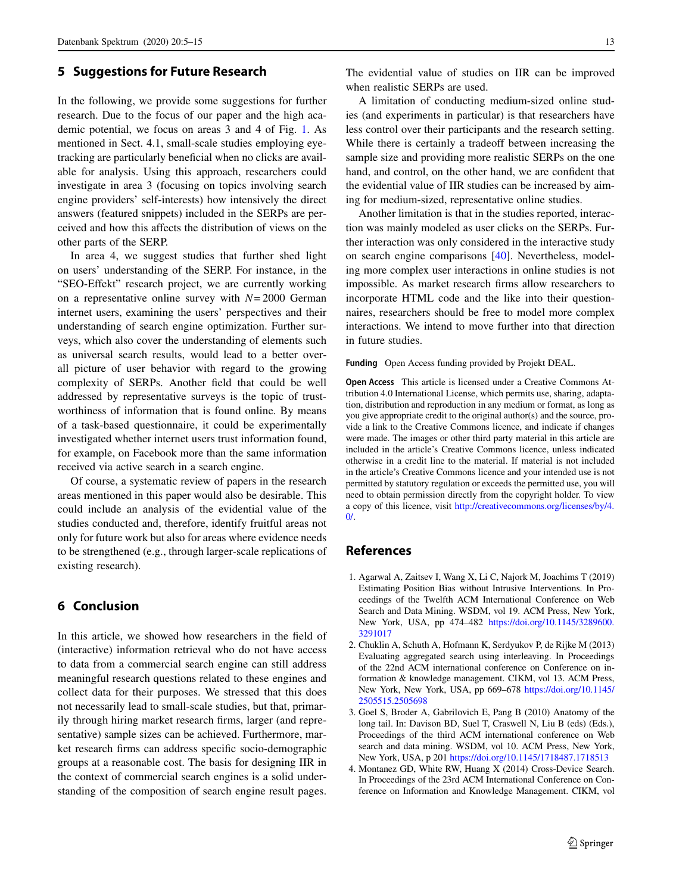## 5 Suggestions for Future Research

In the following, we provide some suggestions for further research. Due to the focus of our paper and the high academic potential, we focus on areas 3 and 4 of Fig. 1. As mentioned in Sect. 4.1, small-scale studies employing eye-tracking are particularly beneficial when no clicks are available for analysis. Using this approach, researchers could investigate in area 3 (focusing on topics involving search engine providers' self-interests) how intensively the direct answers (featured snippets) included in the SERPs are perceived and how this affects the distribution of views on the other parts of the SERP.

In area 4, we suggest studies that further shed light on users' understanding of the SERP. For instance, in the "SEO-Effekt" research project, we are currently working on a representative online survey with $N = 2000$ German internet users, examining the users' perspectives and their understanding of search engine optimization. Further surveys, which also cover the understanding of elements such as universal search results, would lead to a better overall picture of user behavior with regard to the growing complexity of SERPs. Another field that could be well addressed by representative surveys is the topic of trustworthiness of information that is found online. By means of a task-based questionnaire, it could be experimentally investigated whether internet users trust information found, for example, on Facebook more than the same information received via active search in a search engine.

Of course, a systematic review of papers in the research areas mentioned in this paper would also be desirable. This could include an analysis of the evidential value of the studies conducted and, therefore, identify fruitful areas not only for future work but also for areas where evidence needs to be strengthened (e.g., through larger-scale replications of existing research).

## 6 Conclusion

In this article, we showed how researchers in the field of (interactive) information retrieval who do not have access to data from a commercial search engine can still address meaningful research questions related to these engines and collect data for their purposes. We stressed that this does not necessarily lead to small-scale studies, but that, primarily through hiring market research firms, larger (and representative) sample sizes can be achieved. Furthermore, market research firms can address specific socio-demographic groups at a reasonable cost. The basis for designing IIR in the context of commercial search engines is a solid understanding of the composition of search engine result pages. The evidential value of studies on IIR can be improved when realistic SERPs are used.

A limitation of conducting medium-sized online studies (and experiments in particular) is that researchers have less control over their participants and the research setting. While there is certainly a tradeoff between increasing the sample size and providing more realistic SERPs on the one hand, and control, on the other hand, we are confident that the evidential value of IIR studies can be increased by aiming for medium-sized, representative online studies.

Another limitation is that in the studies reported, interaction was mainly modeled as user clicks on the SERPs. Further interaction was only considered in the interactive study on search engine comparisons [40]. Nevertheless, modeling more complex user interactions in online studies is not impossible. As market research firms allow researchers to incorporate HTML code and the like into their questionnaires, researchers should be free to model more complex interactions. We intend to move further into that direction in future studies.

**Funding** Open Access funding provided by Projekt DEAL.

**Open Access** This article is licensed under a Creative Commons Attribution 4.0 International License, which permits use, sharing, adaptation, distribution and reproduction in any medium or format, as long as you give appropriate credit to the original author(s) and the source, provide a link to the Creative Commons licence, and indicate if changes were made. The images or other third party material in this article are included in the article's Creative Commons licence, unless indicated otherwise in a credit line to the material. If material is not included in the article's Creative Commons licence and your intended use is not permitted by statutory regulation or exceeds the permitted use, you will need to obtain permission directly from the copyright holder. To view a copy of this licence, visit http://creativecommons.org/licenses/by/4.0/.

## References

1. Agarwal A, Zaitsev I, Wang X, Li C, Najork M, Joachims T (2019) Estimating Position Bias without Intrusive Interventions. In Proceedings of the Twelfth ACM International Conference on Web Search and Data Mining. WSDM, vol 19. ACM Press, New York, New York, USA, pp 474–482 https://doi.org/10.1145/3289600.3291017
2. Chuklin A, Schuth A, Hofmann K, Serdyukov P, de Rijke M (2013) Evaluating aggregated search using interleaving. In Proceedings of the 22nd ACM international conference on Conference on information & knowledge management. CIKM, vol 13. ACM Press, New York, New York, USA, pp 669–678 https://doi.org/10.1145/2505515.2505698
3. Goel S, Broder A, Gabrilovich E, Pang B (2010) Anatomy of the long tail. In: Davison BD, Suel T, Craswell N, Liu B (eds) (Eds.), Proceedings of the third ACM international conference on Web search and data mining. WSDM, vol 10. ACM Press, New York, New York, USA, p 201 https://doi.org/10.1145/1718487.1718513
4. Montanez GD, White RW, Huang X (2014) Cross-Device Search. In Proceedings of the 23rd ACM International Conference on Conference on Information and Knowledge Management. CIKM, vol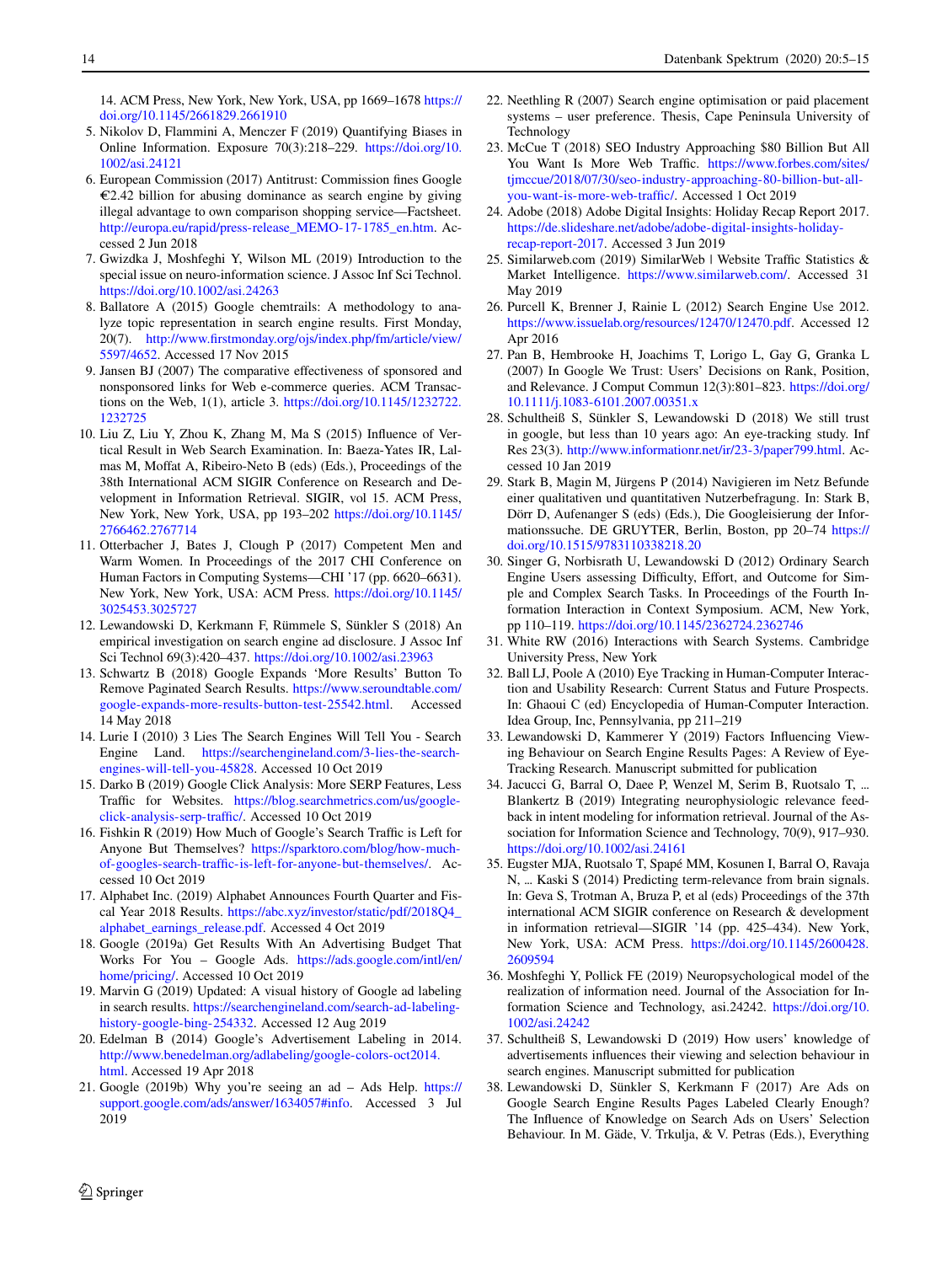14. ACM Press, New York, New York, USA, pp 1669–1678 https://doi.org/10.1145/2661829.2661910
5. Nikolov D, Flammini A, Menczer F (2019) Quantifying Biases in Online Information. Exposure 70(3):218–229. https://doi.org/10.1002/asi.24121
6. European Commission (2017) Antitrust: Commission fines Google €2.42 billion for abusing dominance as search engine by giving illegal advantage to own comparison shopping service—Factsheet. http://europa.eu/rapid/press-release_MEMO-17-1785_en.htm. Accessed 2 Jun 2018
7. Gwizdka J, Moshfeghi Y, Wilson ML (2019) Introduction to the special issue on neuro-information science. J Assoc Inf Sci Technol. https://doi.org/10.1002/asi.24263
8. Ballatore A (2015) Google chemtrails: A methodology to analyze topic representation in search engine results. First Monday, 20(7). http://www.firstmonday.org/ojs/index.php/fm/article/view/5597/4652. Accessed 17 Nov 2015
9. Jansen BJ (2007) The comparative effectiveness of sponsored and nonsponsored links for Web e-commerce queries. ACM Transactions on the Web, 1(1), article 3. https://doi.org/10.1145/1232722.1232725
10. Liu Z, Liu Y, Zhou K, Zhang M, Ma S (2015) Influence of Vertical Result in Web Search Examination. In: Baeza-Yates IR, Lalmas M, Moffat A, Ribeiro-Neto B (eds) (Eds.), Proceedings of the 38th International ACM SIGIR Conference on Research and Development in Information Retrieval. SIGIR, vol 15. ACM Press, New York, New York, USA, pp 193–202 https://doi.org/10.1145/2766462.2767714
11. Otterbacher J, Bates J, Clough P (2017) Competent Men and Warm Women. In Proceedings of the 2017 CHI Conference on Human Factors in Computing Systems—CHI '17 (pp. 6620–6631). New York, New York, USA: ACM Press. https://doi.org/10.1145/3025453.3025727
12. Lewandowski D, Kerkmann F, Rümmele S, Sünkler S (2018) An empirical investigation on search engine ad disclosure. J Assoc Inf Sci Technol 69(3):420–437. https://doi.org/10.1002/asi.23963
13. Schwartz B (2018) Google Expands 'More Results' Button To Remove Paginated Search Results. https://www.seroundtable.com/google-expands-more-results-button-test-25542.html. Accessed 14 May 2018
14. Lurie I (2010) 3 Lies The Search Engines Will Tell You - Search Engine Land. https://searchengineland.com/3-lies-the-search-engines-will-tell-you-45828. Accessed 10 Oct 2019
15. Darko B (2019) Google Click Analysis: More SERP Features, Less Traffic for Websites. https://blog.searchmetrics.com/us/google-click-analysis-serp-traffic/. Accessed 10 Oct 2019
16. Fishkin R (2019) How Much of Google's Search Traffic is Left for Anyone But Themselves? https://sparktoro.com/blog/how-much-of-googles-search-traffic-is-left-for-anyone-but-themselves/. Accessed 10 Oct 2019
17. Alphabet Inc. (2019) Alphabet Announces Fourth Quarter and Fiscal Year 2018 Results. https://abc.xyz/investor/static/pdf/2018Q4_alphabet_earnings_release.pdf. Accessed 4 Oct 2019
18. Google (2019a) Get Results With An Advertising Budget That Works For You – Google Ads. https://ads.google.com/intl/en/home/pricing/. Accessed 10 Oct 2019
19. Marvin G (2019) Updated: A visual history of Google ad labeling in search results. https://searchengineland.com/search-ad-labeling-history-google-bing-254332. Accessed 12 Aug 2019
20. Edelman B (2014) Google's Advertisement Labeling in 2014. http://www.benedelman.org/adlabeling/google-colors-oct2014.html. Accessed 19 Apr 2018
21. Google (2019b) Why you're seeing an ad – Ads Help. https://support.google.com/ads/answer/1634057#info. Accessed 3 Jul 2019
22. Neethling R (2007) Search engine optimisation or paid placement systems – user preference. Thesis, Cape Peninsula University of Technology
23. McCue T (2018) SEO Industry Approaching $80 Billion But All You Want Is More Web Traffic. https://www.forbes.com/sites/tjmccue/2018/07/30/seo-industry-approaching-80-billion-but-all-you-want-is-more-web-traffic/. Accessed 1 Oct 2019
24. Adobe (2018) Adobe Digital Insights: Holiday Recap Report 2017. https://de.slideshare.net/adobe/adobe-digital-insights-holiday-recap-report-2017. Accessed 3 Jun 2019
25. Similarweb.com (2019) SimilarWeb | Website Traffic Statistics & Market Intelligence. https://www.similarweb.com/. Accessed 31 May 2019
26. Purcell K, Brenner J, Rainie L (2012) Search Engine Use 2012. https://www.issuelab.org/resources/12470/12470.pdf. Accessed 12 Apr 2016
27. Pan B, Hembrooke H, Joachims T, Lorigo L, Gay G, Granka L (2007) In Google We Trust: Users' Decisions on Rank, Position, and Relevance. J Comput Commun 12(3):801–823. https://doi.org/10.1111/j.1083-6101.2007.00351.x
28. Schultheiß S, Sünkler S, Lewandowski D (2018) We still trust in google, but less than 10 years ago: An eye-tracking study. Inf Res 23(3). http://www.informationr.net/ir/23-3/paper799.html. Accessed 10 Jan 2019
29. Stark B, Magin M, Jürgens P (2014) Navigieren im Netz Befunde einer qualitativen und quantitativen Nutzerbefragung. In: Stark B, Dörr D, Aufenanger S (eds) (Eds.), Die Googleisierung der Informationssuche. DE GRUYTER, Berlin, Boston, pp 20–74 https://doi.org/10.1515/9783110338218.20
30. Singer G, Norbisrath U, Lewandowski D (2012) Ordinary Search Engine Users assessing Difficulty, Effort, and Outcome for Simple and Complex Search Tasks. In Proceedings of the Fourth Information Interaction in Context Symposium. ACM, New York, pp 110–119. https://doi.org/10.1145/2362724.2362746
31. White RW (2016) Interactions with Search Systems. Cambridge University Press, New York
32. Ball LJ, Poole A (2010) Eye Tracking in Human-Computer Interaction and Usability Research: Current Status and Future Prospects. In: Ghaoui C (ed) Encyclopedia of Human-Computer Interaction. Idea Group, Inc, Pennsylvania, pp 211–219
33. Lewandowski D, Kammerer Y (2019) Factors Influencing Viewing Behaviour on Search Engine Results Pages: A Review of Eye-Tracking Research. Manuscript submitted for publication
34. Jacucci G, Barral O, Daee P, Wenzel M, Serim B, Ruotsalo T, … Blankertz B (2019) Integrating neurophysiologic relevance feedback in intent modeling for information retrieval. Journal of the Association for Information Science and Technology, 70(9), 917–930. https://doi.org/10.1002/asi.24161
35. Eugster MJA, Ruotsalo T, Spapé MM, Kosunen I, Barral O, Ravaja N, … Kaski S (2014) Predicting term-relevance from brain signals. In: Geva S, Trotman A, Bruza P, et al (eds) Proceedings of the 37th international ACM SIGIR conference on Research & development in information retrieval—SIGIR '14 (pp. 425–434). New York, New York, USA: ACM Press. https://doi.org/10.1145/2600428.2609594
36. Moshfeghi Y, Pollick FE (2019) Neuropsychological model of the realization of information need. Journal of the Association for Information Science and Technology, asi.24242. https://doi.org/10.1002/asi.24242
37. Schultheiß S, Lewandowski D (2019) How users' knowledge of advertisements influences their viewing and selection behaviour in search engines. Manuscript submitted for publication
38. Lewandowski D, Sünkler S, Kerkmann F (2017) Are Ads on Google Search Engine Results Pages Labeled Clearly Enough? The Influence of Knowledge on Search Ads on Users' Selection Behaviour. In M. Gäde, V. Trkulja, & V. Petras (Eds.), Everything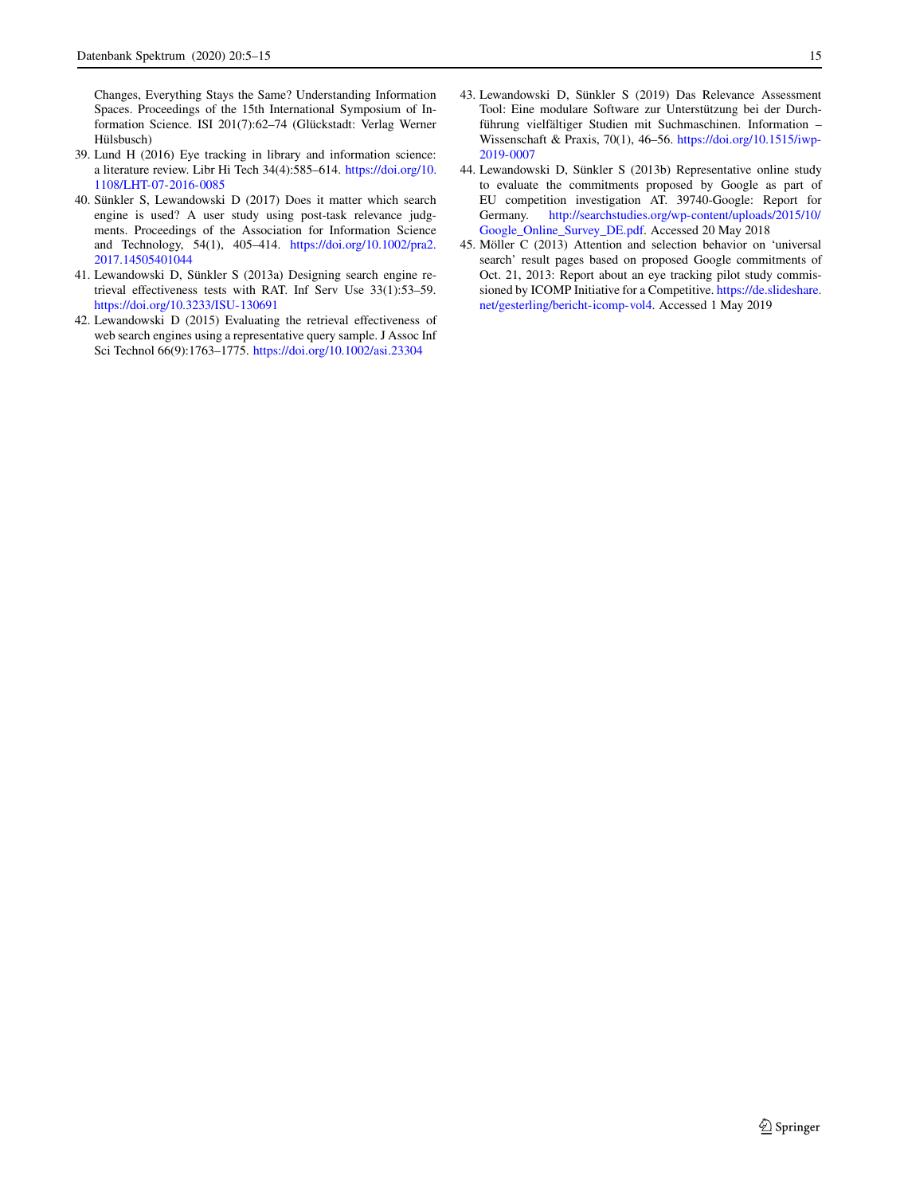Changes, Everything Stays the Same? Understanding Information Spaces. Proceedings of the 15th International Symposium of Information Science. ISI 201(7):62–74 (Glückstadt: Verlag Werner Hülsbusch)

39. Lund H (2016) Eye tracking in library and information science: a literature review. Libr Hi Tech 34(4):585–614. https://doi.org/10.1108/LHT-07-2016-0085
40. Sünkler S, Lewandowski D (2017) Does it matter which search engine is used? A user study using post-task relevance judgments. Proceedings of the Association for Information Science and Technology, 54(1), 405–414. https://doi.org/10.1002/pra2.2017.14505401044
41. Lewandowski D, Sünkler S (2013a) Designing search engine retrieval effectiveness tests with RAT. Inf Serv Use 33(1):53–59. https://doi.org/10.3233/ISU-130691
42. Lewandowski D (2015) Evaluating the retrieval effectiveness of web search engines using a representative query sample. J Assoc Inf Sci Technol 66(9):1763–1775. https://doi.org/10.1002/asi.23304
43. Lewandowski D, Sünkler S (2019) Das Relevance Assessment Tool: Eine modulare Software zur Unterstützung bei der Durchführung vielfältiger Studien mit Suchmaschinen. Information – Wissenschaft & Praxis, 70(1), 46–56. https://doi.org/10.1515/iwp-2019-0007
44. Lewandowski D, Sünkler S (2013b) Representative online study to evaluate the commitments proposed by Google as part of EU competition investigation AT. 39740-Google: Report for Germany. http://searchstudies.org/wp-content/uploads/2015/10/Google_Online_Survey_DE.pdf. Accessed 20 May 2018
45. Möller C (2013) Attention and selection behavior on 'universal search' result pages based on proposed Google commitments of Oct. 21, 2013: Report about an eye tracking pilot study commissioned by ICOMP Initiative for a Competitive. https://de.slideshare.net/gesterling/bericht-icomp-vol4. Accessed 1 May 2019